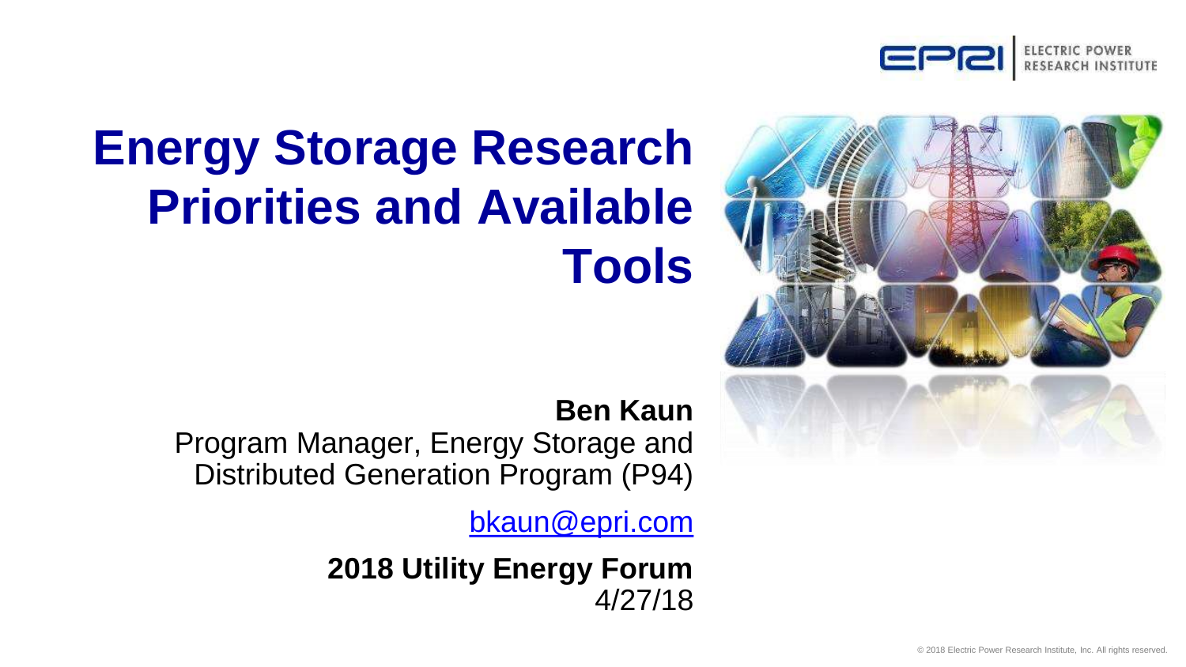# Energy Storage Research Priorities and Available Tools

**Ben Kaun**

Program Manager, Energy Storage and Distributed Generation Program (P94)

bkaun@epri.com

**2018 Utility Energy Forum**

4/27/18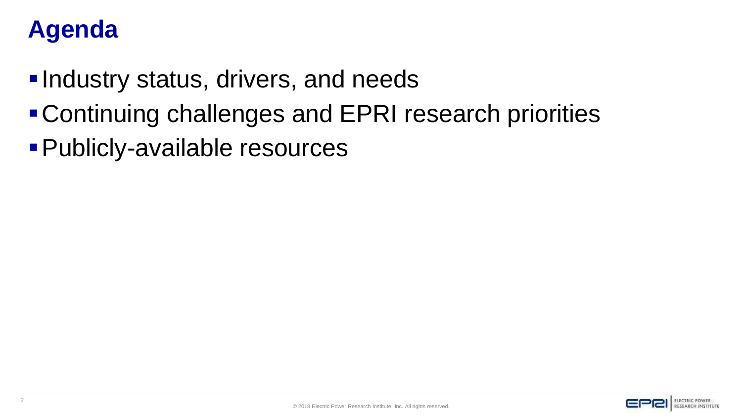# Agenda

- Industry status, drivers, and needs
- Continuing challenges and EPRI research priorities
- Publicly-available resources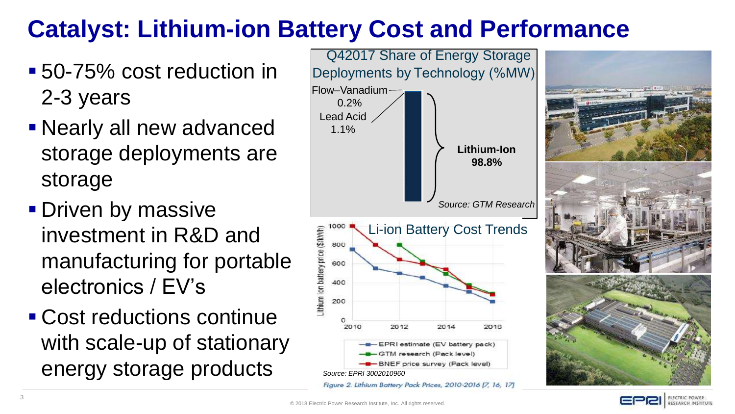# Catalyst: Lithium-ion Battery Cost and Performance

- 50-75% cost reduction in 2-3 years
- Nearly all new advanced storage deployments are storage
- Driven by massive investment in R&D and manufacturing for portable electronics / EV's
- Cost reductions continue with scale-up of stationary energy storage products

Q42017 Share of Energy Storage Deployments by Technology (%MW)

Flow–Vanadium 0.2%

Lead Acid 1.1%

**Lithium-Ion 98.8%**

*Source: GTM Research*

Li-ion Battery Cost Trends

Lithium ion battery price ($/kWh)

- EPRI estimate (EV battery pack)
- GTM research (Pack level)
- BNEF price survey (Pack level)

*Source: EPRI 3002010960*

*Figure 2. Lithium Battery Pack Prices, 2010-2016 [7, 16, 17]*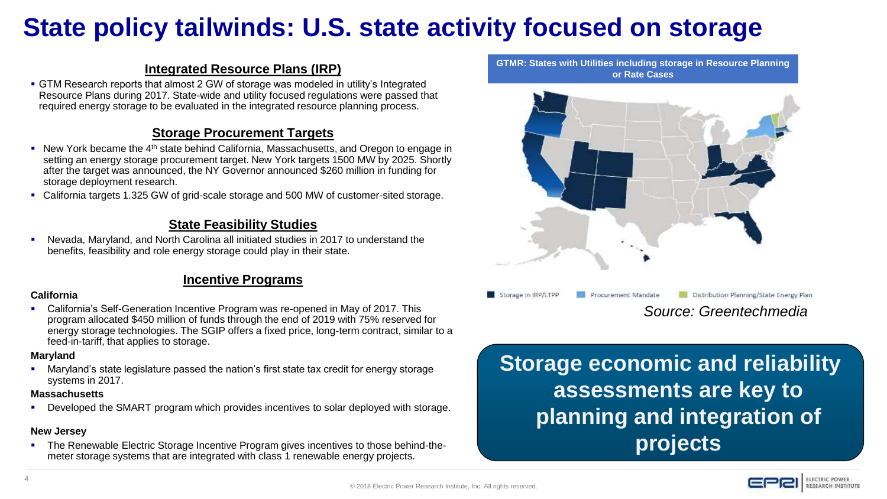# State policy tailwinds: U.S. state activity focused on storage

## Integrated Resource Plans (IRP)

- GTM Research reports that almost 2 GW of storage was modeled in utility's Integrated Resource Plans during 2017. State-wide and utility focused regulations were passed that required energy storage to be evaluated in the integrated resource planning process.

## Storage Procurement Targets

- New York became the 4th state behind California, Massachusetts, and Oregon to engage in setting an energy storage procurement target. New York targets 1500 MW by 2025. Shortly after the target was announced, the NY Governor announced $260 million in funding for storage deployment research.
- California targets 1.325 GW of grid-scale storage and 500 MW of customer-sited storage.

## State Feasibility Studies

- Nevada, Maryland, and North Carolina all initiated studies in 2017 to understand the benefits, feasibility and role energy storage could play in their state.

## Incentive Programs

**California**

- California's Self-Generation Incentive Program was re-opened in May of 2017. This program allocated $450 million of funds through the end of 2019 with 75% reserved for energy storage technologies. The SGIP offers a fixed price, long-term contract, similar to a feed-in-tariff, that applies to storage.

**Maryland**

- Maryland's state legislature passed the nation's first state tax credit for energy storage systems in 2017.

**Massachusetts**

- Developed the SMART program which provides incentives to solar deployed with storage.

**New Jersey**

- The Renewable Electric Storage Incentive Program gives incentives to those behind-the-meter storage systems that are integrated with class 1 renewable energy projects.

**GTMR: States with Utilities including storage in Resource Planning or Rate Cases**

Storage in IRP/LTPP | Procurement Mandate | Distribution Planning/State Energy Plan

*Source: Greentechmedia*

**Storage economic and reliability assessments are key to planning and integration of projects**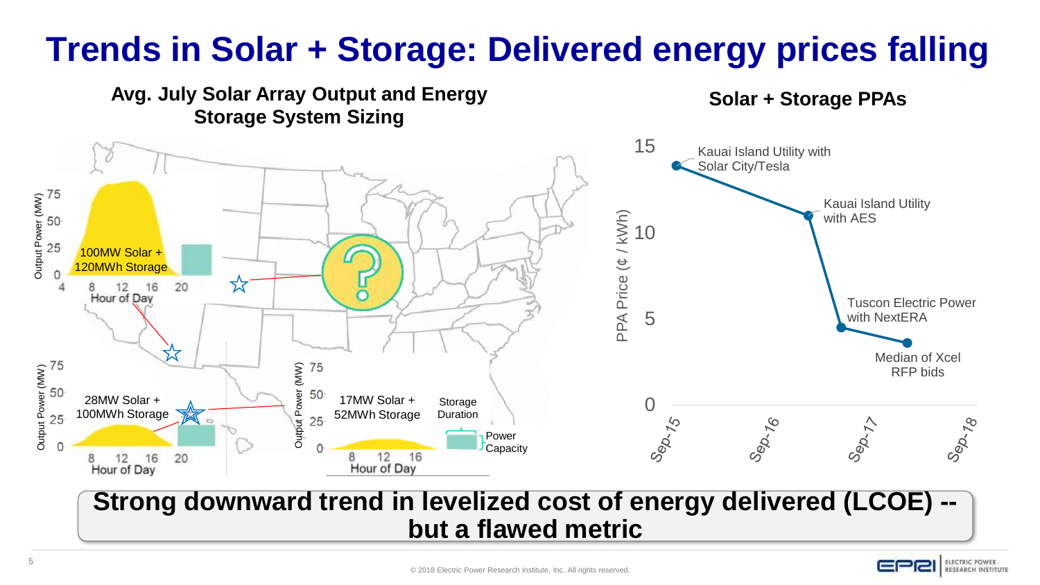# Trends in Solar + Storage: Delivered energy prices falling

### Avg. July Solar Array Output and Energy Storage System Sizing

- 100MW Solar + 120MWh Storage
- 28MW Solar + 100MWh Storage
- 17MW Solar + 52MWh Storage

Output Power (MW); Hour of Day; Storage Duration; Power Capacity

### Solar + Storage PPAs

PPA Price (¢ / kWh)

- Kauai Island Utility with Solar City/Tesla
- Kauai Island Utility with AES
- Tuscon Electric Power with NextERA
- Median of Xcel RFP bids

Sep-15, Sep-16, Sep-17, Sep-18

**Strong downward trend in levelized cost of energy delivered (LCOE) -- but a flawed metric**

© 2018 Electric Power Research Institute, Inc. All rights reserved.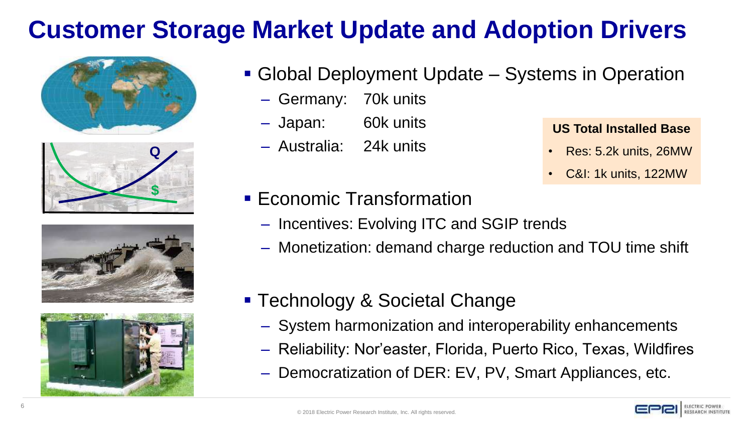# Customer Storage Market Update and Adoption Drivers

- Global Deployment Update – Systems in Operation
  - Germany: 70k units
  - Japan: 60k units
  - Australia: 24k units

**US Total Installed Base**

- Res: 5.2k units, 26MW
- C&I: 1k units, 122MW

- Economic Transformation
  - Incentives: Evolving ITC and SGIP trends
  - Monetization: demand charge reduction and TOU time shift

- Technology & Societal Change
  - System harmonization and interoperability enhancements
  - Reliability: Nor'easter, Florida, Puerto Rico, Texas, Wildfires
  - Democratization of DER: EV, PV, Smart Appliances, etc.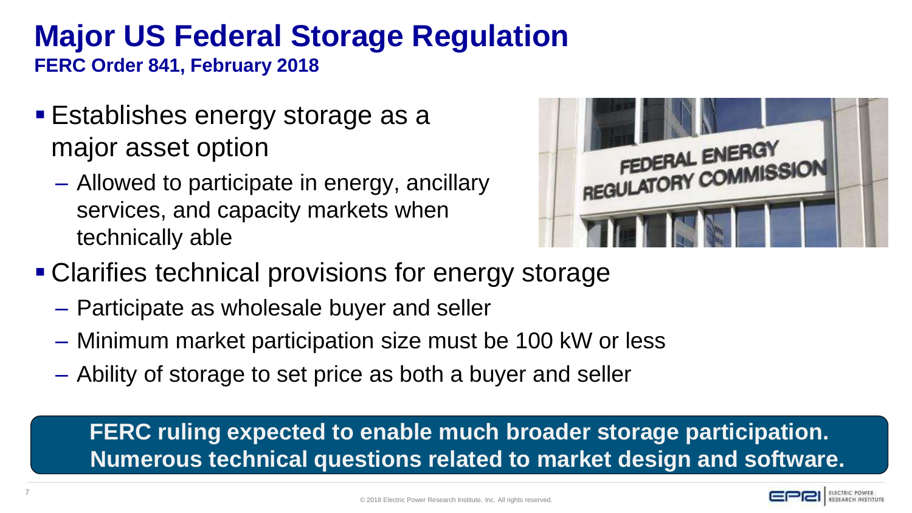# Major US Federal Storage Regulation

**FERC Order 841, February 2018**

- Establishes energy storage as a major asset option
  - Allowed to participate in energy, ancillary services, and capacity markets when technically able
- Clarifies technical provisions for energy storage
  - Participate as wholesale buyer and seller
  - Minimum market participation size must be 100 kW or less
  - Ability of storage to set price as both a buyer and seller

**FERC ruling expected to enable much broader storage participation. Numerous technical questions related to market design and software.**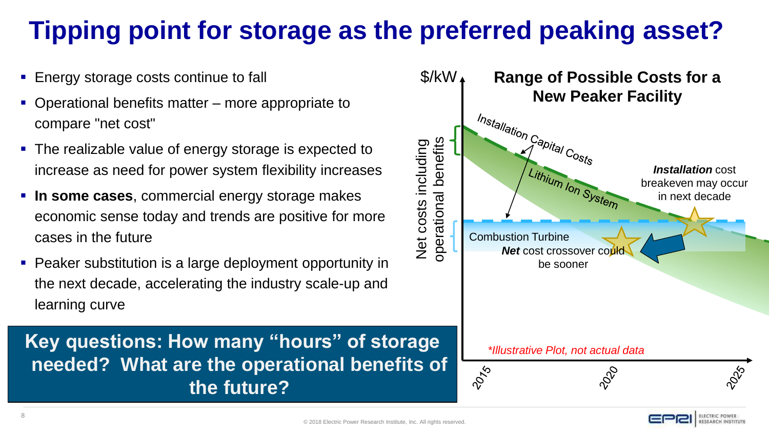# Tipping point for storage as the preferred peaking asset?

- Energy storage costs continue to fall
- Operational benefits matter – more appropriate to compare "net cost"
- The realizable value of energy storage is expected to increase as need for power system flexibility increases
- **In some cases**, commercial energy storage makes economic sense today and trends are positive for more cases in the future
- Peaker substitution is a large deployment opportunity in the next decade, accelerating the industry scale-up and learning curve

**Key questions: How many "hours" of storage needed? What are the operational benefits of the future?**

**Range of Possible Costs for a New Peaker Facility**

$/kW

Net costs including operational benefits

Installation Capital Costs

Lithium Ion System

***Installation*** cost breakeven may occur in next decade

Combustion Turbine

***Net*** cost crossover could be sooner

*\*Illustrative Plot, not actual data*

2015 2020 2025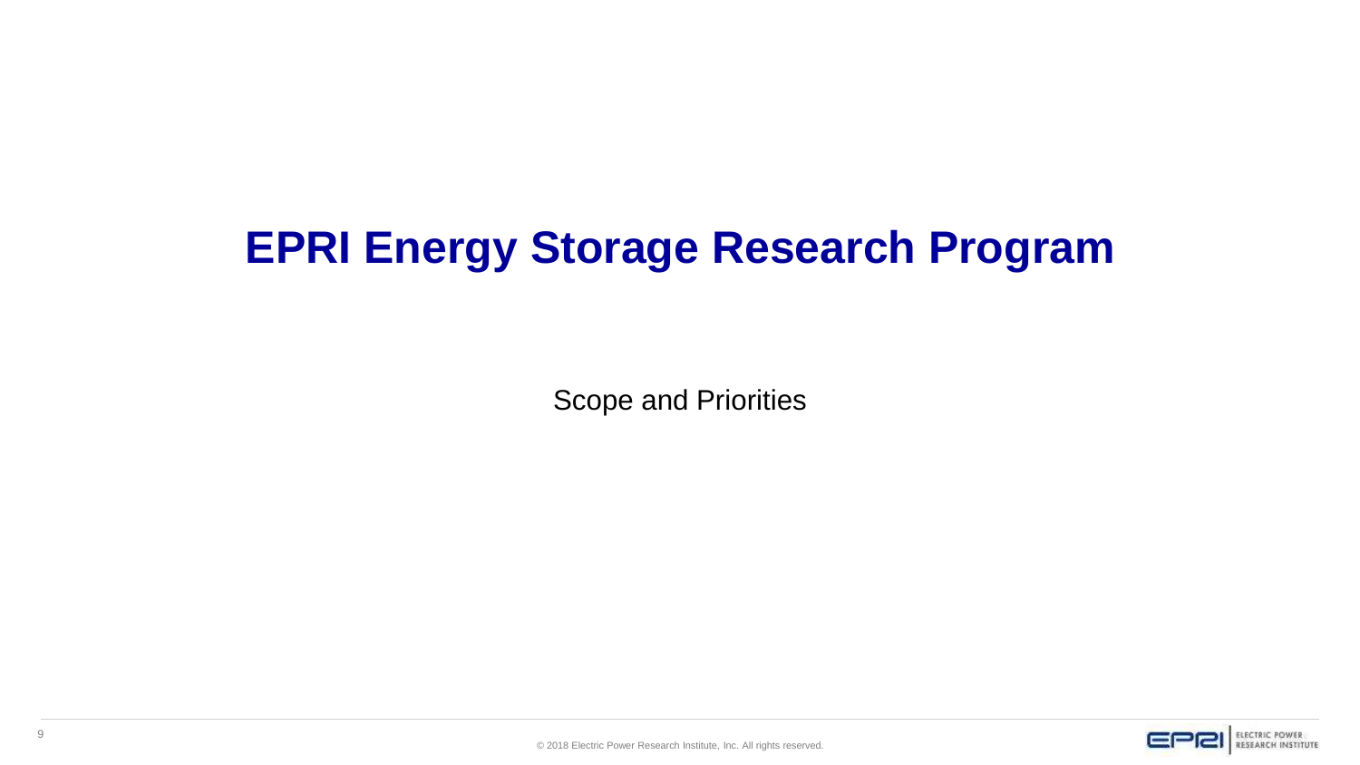# EPRI Energy Storage Research Program

Scope and Priorities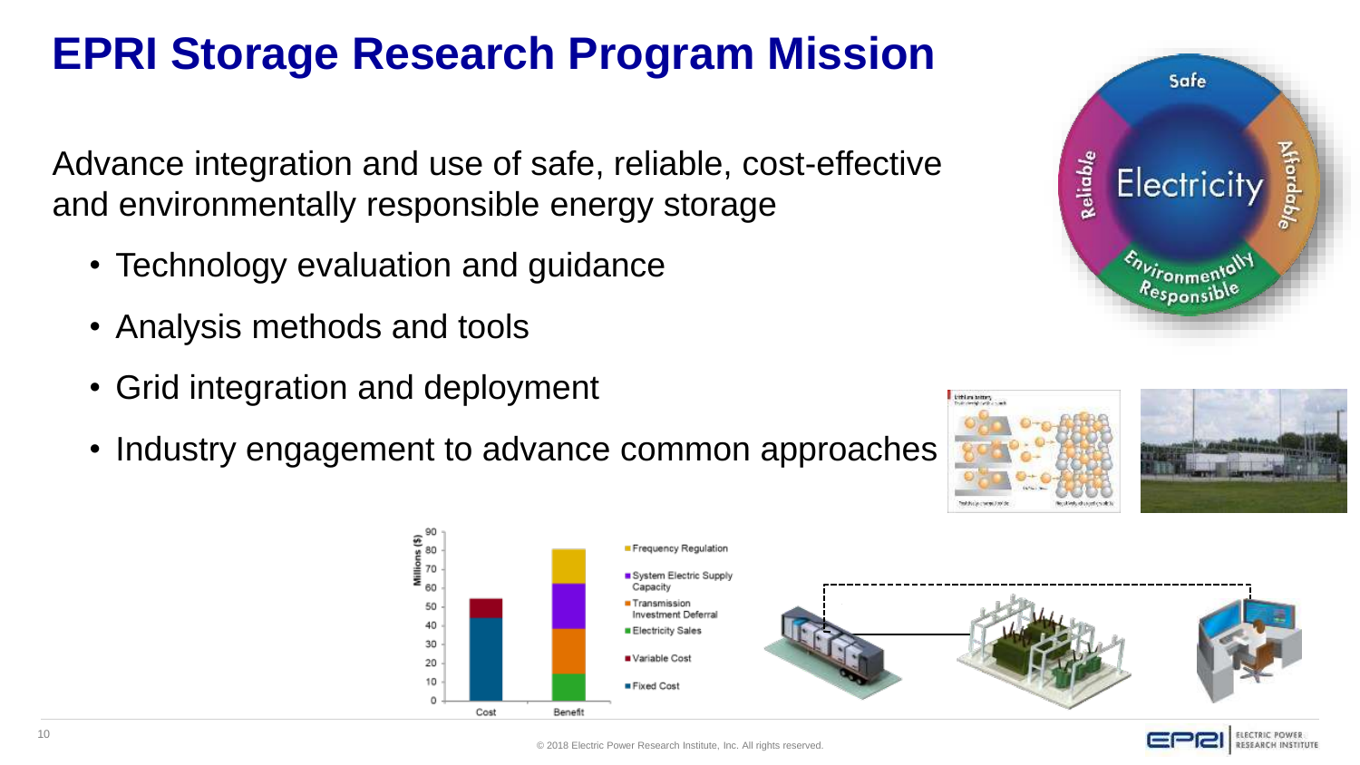# EPRI Storage Research Program Mission

Advance integration and use of safe, reliable, cost-effective and environmentally responsible energy storage

- Technology evaluation and guidance
- Analysis methods and tools
- Grid integration and deployment
- Industry engagement to advance common approaches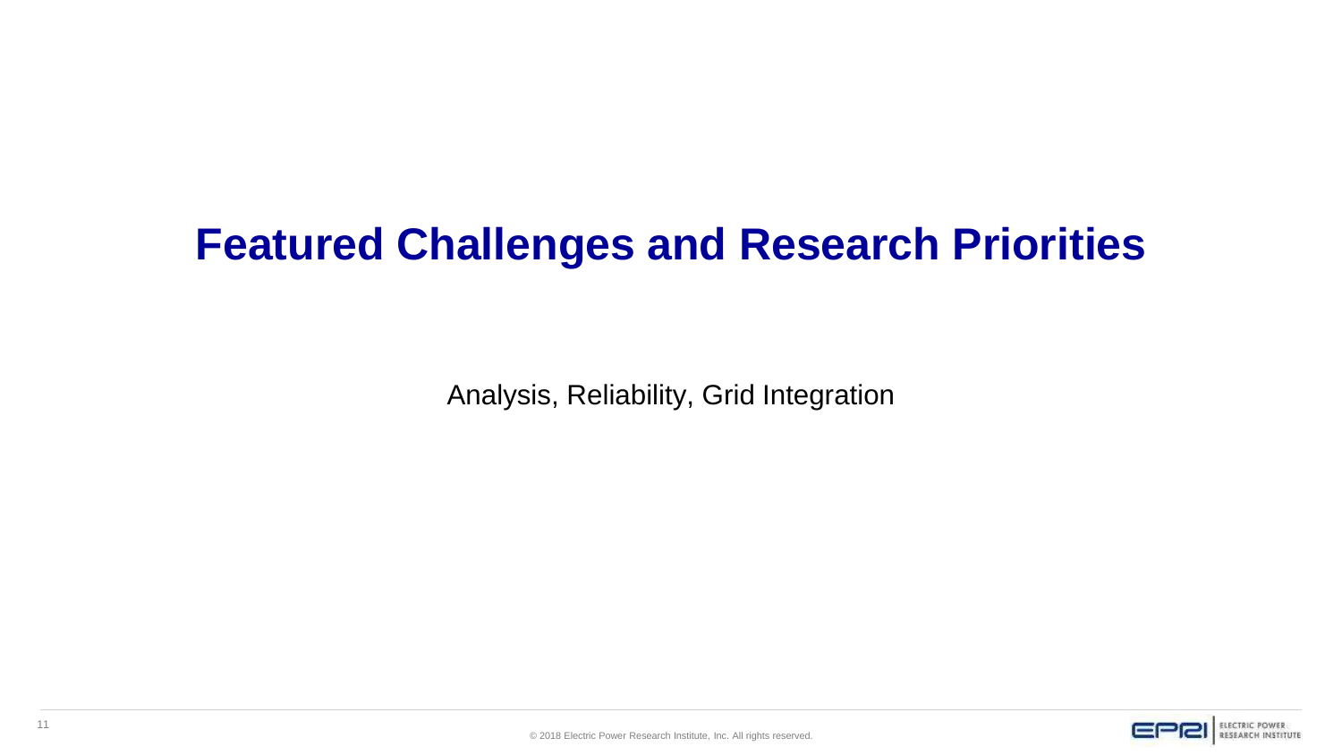# Featured Challenges and Research Priorities

Analysis, Reliability, Grid Integration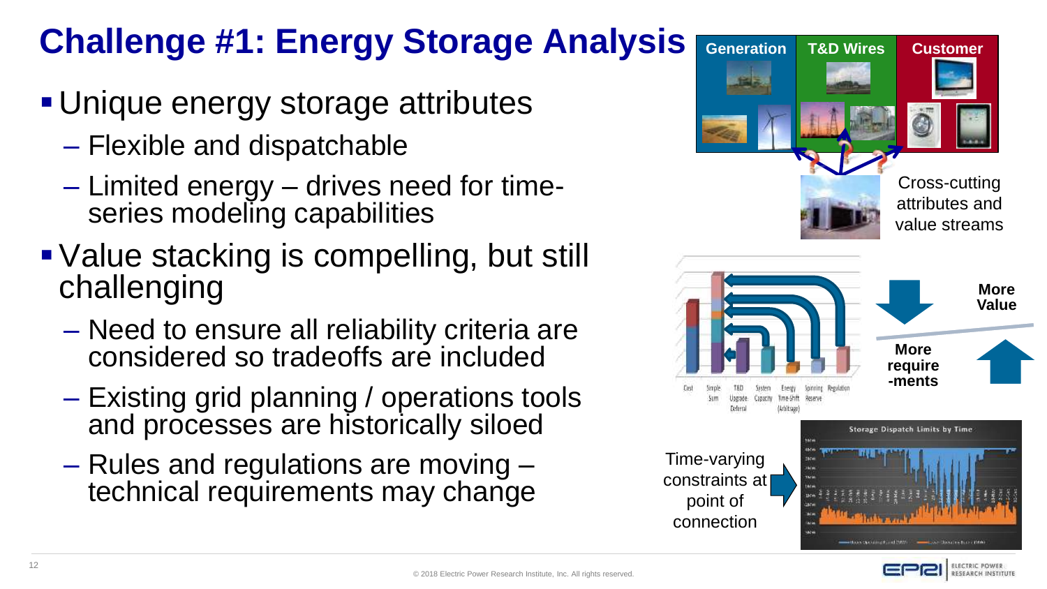# Challenge #1: Energy Storage Analysis

- Unique energy storage attributes
  - Flexible and dispatchable
  - Limited energy – drives need for time-series modeling capabilities
- Value stacking is compelling, but still challenging
  - Need to ensure all reliability criteria are considered so tradeoffs are included
  - Existing grid planning / operations tools and processes are historically siloed
  - Rules and regulations are moving – technical requirements may change

Generation | T&D Wires | Customer

Cross-cutting attributes and value streams

More Value

More require-ments

Time-varying constraints at point of connection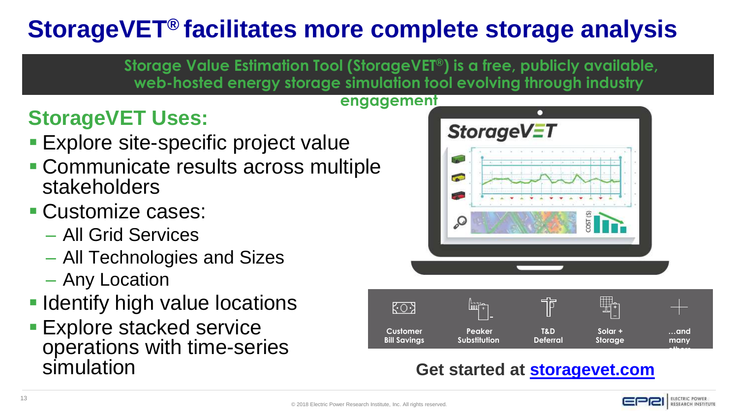# StorageVET® facilitates more complete storage analysis

**Storage Value Estimation Tool (StorageVET®) is a free, publicly available, web-hosted energy storage simulation tool evolving through industry engagement**

## StorageVET Uses:

- Explore site-specific project value
- Communicate results across multiple stakeholders
- Customize cases:
  - All Grid Services
  - All Technologies and Sizes
  - Any Location
- Identify high value locations
- Explore stacked service operations with time-series simulation

Customer Bill Savings | Peaker Substitution | T&D Deferral | Solar + Storage | …and many others

**Get started at [storagevet.com](storagevet.com)**

© 2018 Electric Power Research Institute, Inc. All rights reserved.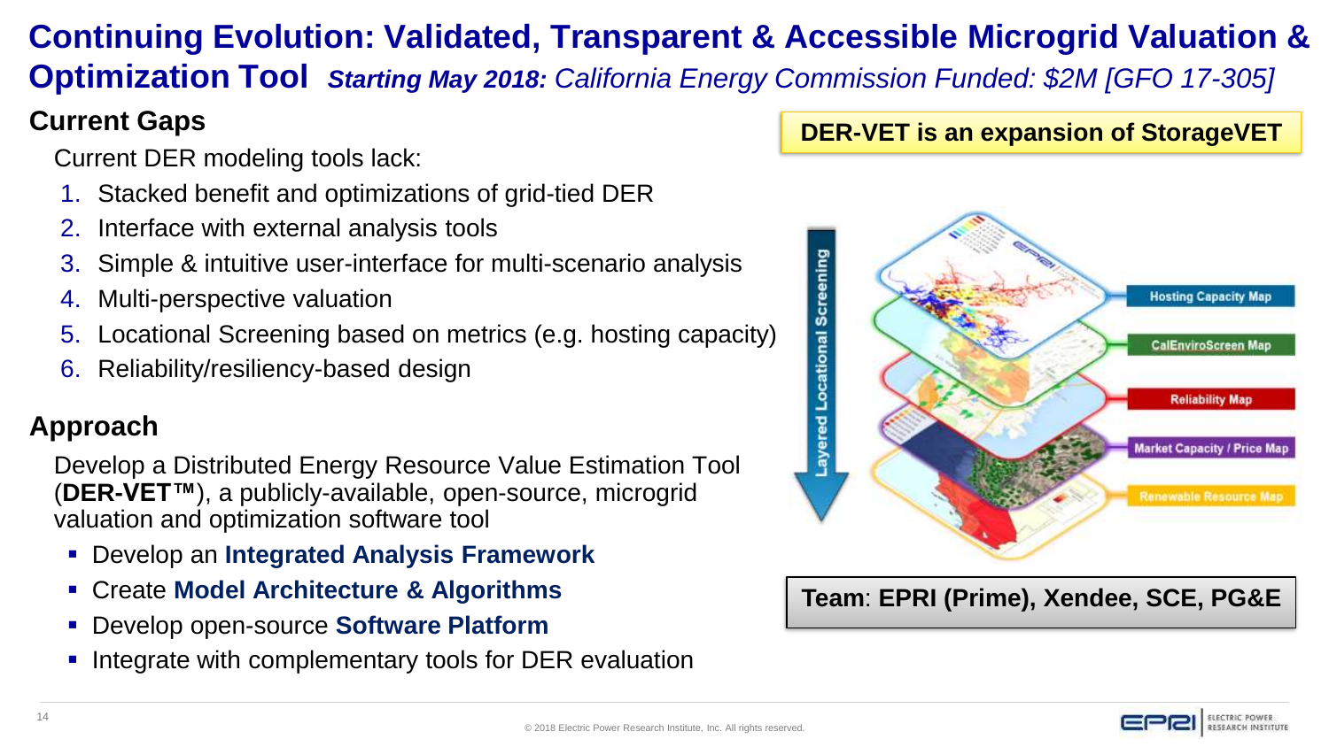# Continuing Evolution: Validated, Transparent & Accessible Microgrid Valuation & Optimization Tool *Starting May 2018: California Energy Commission Funded: $2M [GFO 17-305]*

**DER-VET is an expansion of StorageVET**

## Current Gaps

Current DER modeling tools lack:

1. Stacked benefit and optimizations of grid-tied DER
2. Interface with external analysis tools
3. Simple & intuitive user-interface for multi-scenario analysis
4. Multi-perspective valuation
5. Locational Screening based on metrics (e.g. hosting capacity)
6. Reliability/resiliency-based design

Layered Locational Screening

- Hosting Capacity Map
- CalEnviroScreen Map
- Reliability Map
- Market Capacity / Price Map
- Renewable Resource Map

## Approach

Develop a Distributed Energy Resource Value Estimation Tool (**DER-VET™**), a publicly-available, open-source, microgrid valuation and optimization software tool

- Develop an **Integrated Analysis Framework**
- Create **Model Architecture & Algorithms**
- Develop open-source **Software Platform**
- Integrate with complementary tools for DER evaluation

**Team**: **EPRI (Prime), Xendee, SCE, PG&E**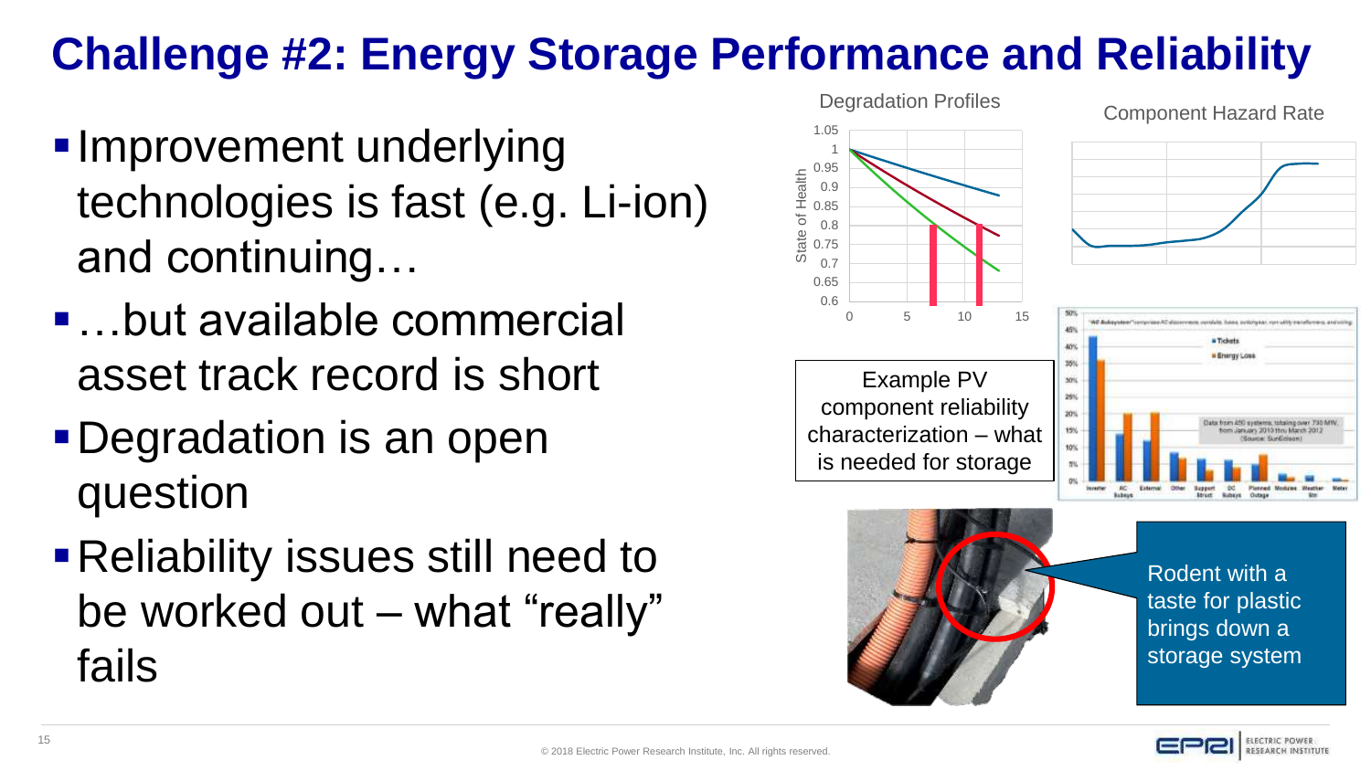# Challenge #2: Energy Storage Performance and Reliability

- Improvement underlying technologies is fast (e.g. Li-ion) and continuing…
- …but available commercial asset track record is short
- Degradation is an open question
- Reliability issues still need to be worked out – what "really" fails

Degradation Profiles

Component Hazard Rate

Example PV component reliability characterization – what is needed for storage

Rodent with a taste for plastic brings down a storage system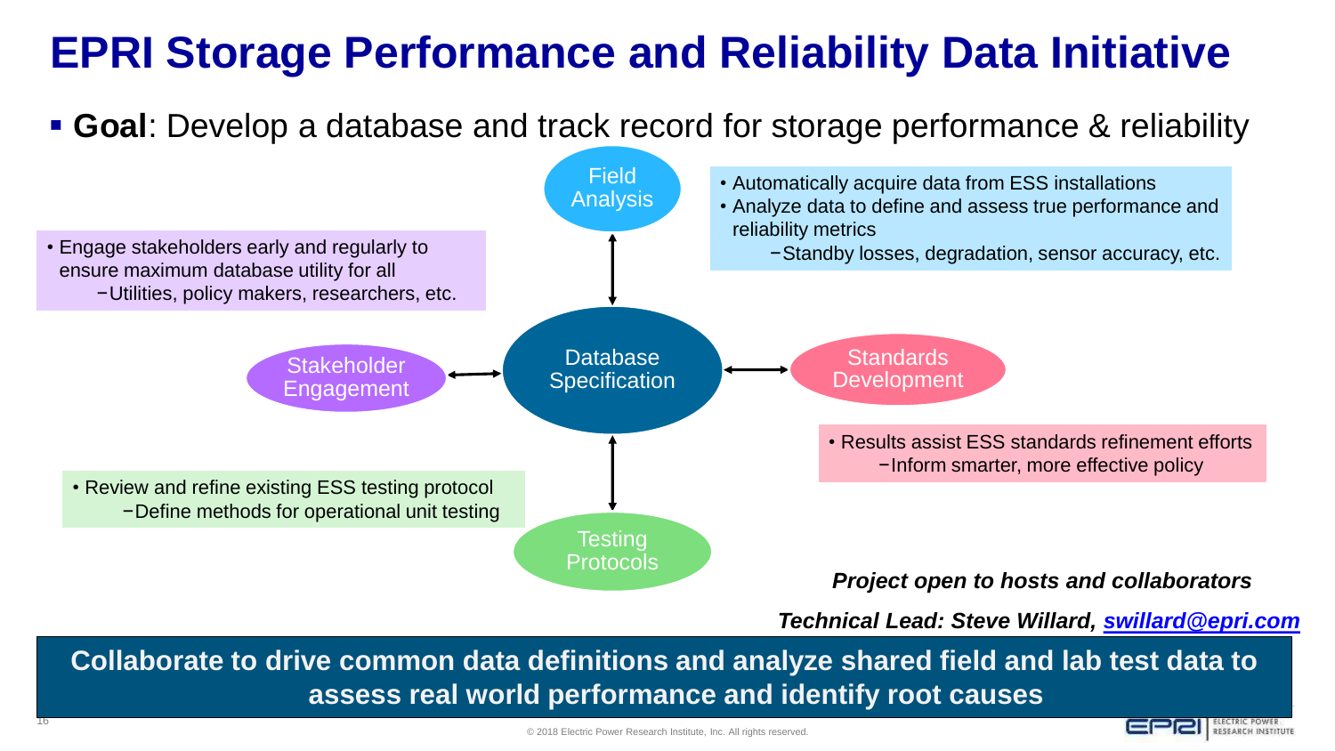# EPRI Storage Performance and Reliability Data Initiative

- **Goal**: Develop a database and track record for storage performance & reliability

**Field Analysis**

- Automatically acquire data from ESS installations
- Analyze data to define and assess true performance and reliability metrics
  - Standby losses, degradation, sensor accuracy, etc.

**Stakeholder Engagement**

- Engage stakeholders early and regularly to ensure maximum database utility for all
  - Utilities, policy makers, researchers, etc.

**Database Specification**

**Standards Development**

- Results assist ESS standards refinement efforts
  - Inform smarter, more effective policy

**Testing Protocols**

- Review and refine existing ESS testing protocol
  - Define methods for operational unit testing

***Project open to hosts and collaborators***

***Technical Lead: Steve Willard, swillard@epri.com***

**Collaborate to drive common data definitions and analyze shared field and lab test data to assess real world performance and identify root causes**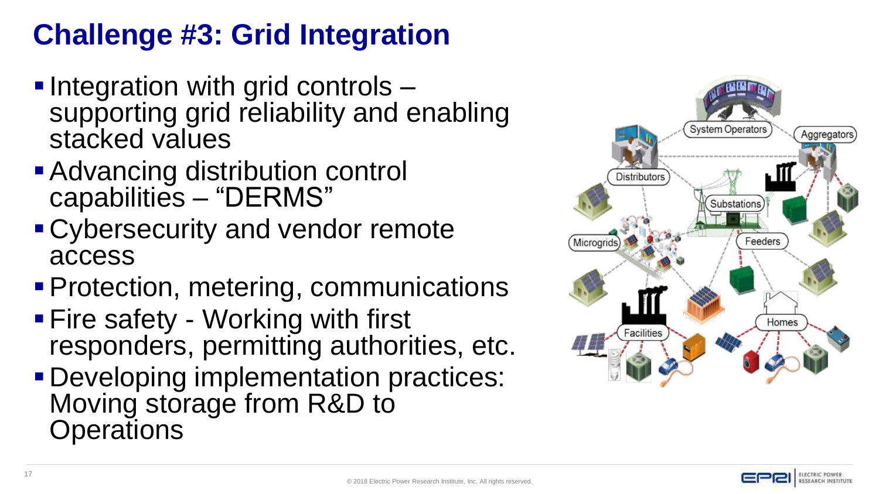# Challenge #3: Grid Integration

- Integration with grid controls – supporting grid reliability and enabling stacked values
- Advancing distribution control capabilities – "DERMS"
- Cybersecurity and vendor remote access
- Protection, metering, communications
- Fire safety - Working with first responders, permitting authorities, etc.
- Developing implementation practices: Moving storage from R&D to Operations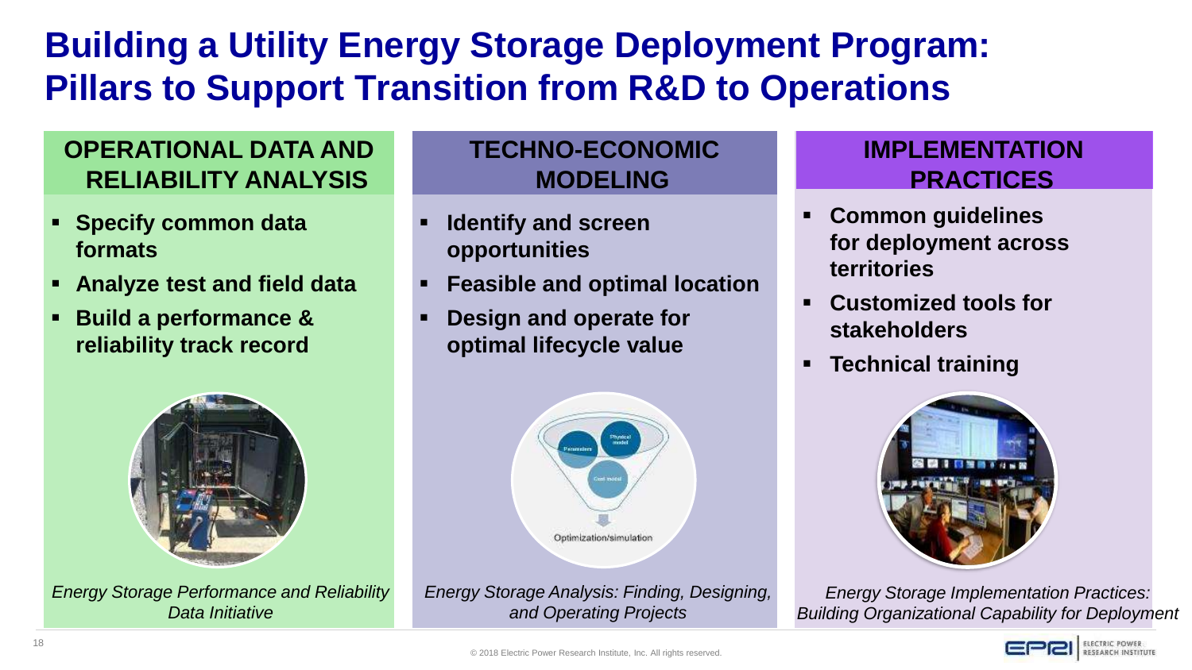# Building a Utility Energy Storage Deployment Program: Pillars to Support Transition from R&D to Operations

## OPERATIONAL DATA AND RELIABILITY ANALYSIS

- **Specify common data formats**
- **Analyze test and field data**
- **Build a performance & reliability track record**

*Energy Storage Performance and Reliability Data Initiative*

## TECHNO-ECONOMIC MODELING

- **Identify and screen opportunities**
- **Feasible and optimal location**
- **Design and operate for optimal lifecycle value**

*Energy Storage Analysis: Finding, Designing, and Operating Projects*

## IMPLEMENTATION PRACTICES

- **Common guidelines for deployment across territories**
- **Customized tools for stakeholders**
- **Technical training**

*Energy Storage Implementation Practices: Building Organizational Capability for Deployment*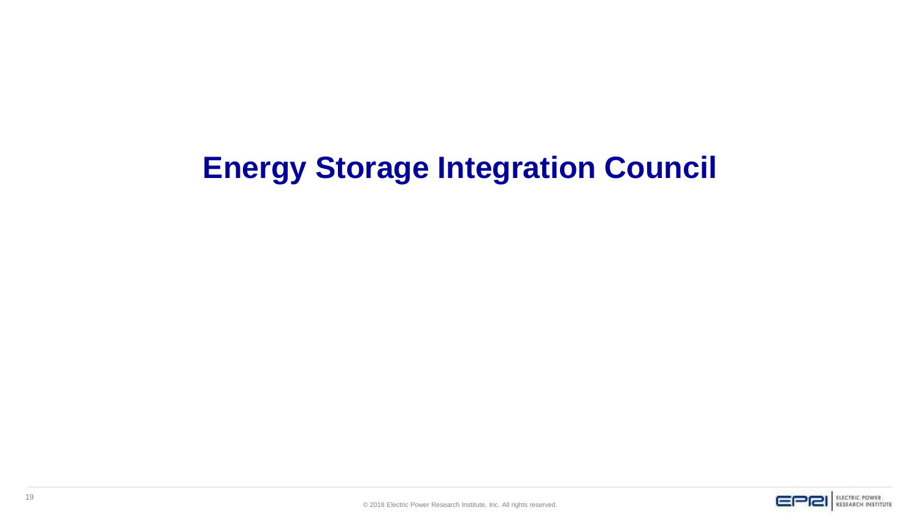# Energy Storage Integration Council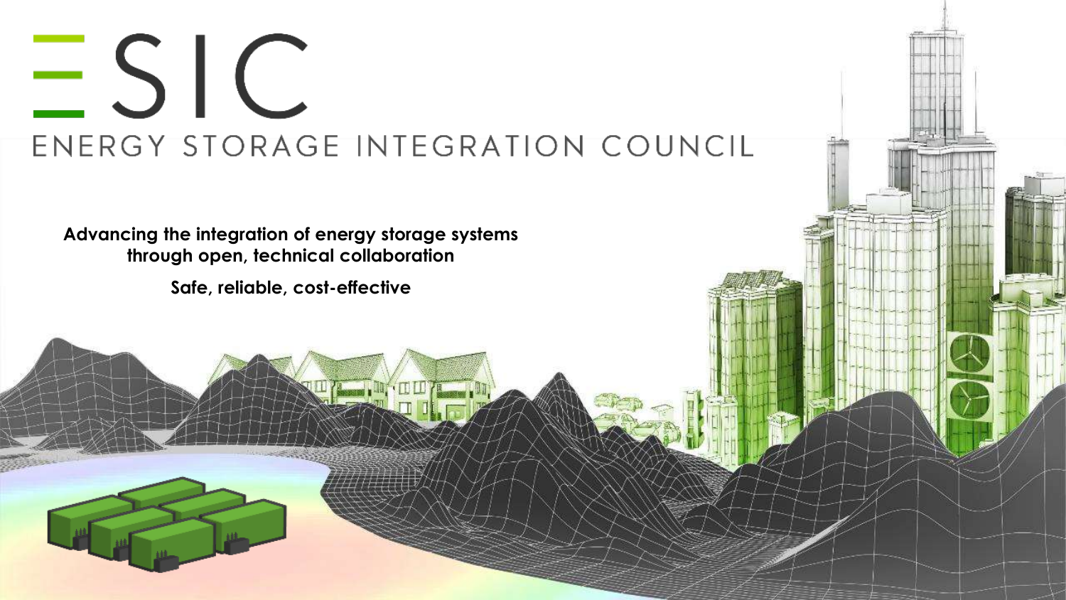# ESIC

## ENERGY STORAGE INTEGRATION COUNCIL

**Advancing the integration of energy storage systems through open, technical collaboration**

**Safe, reliable, cost-effective**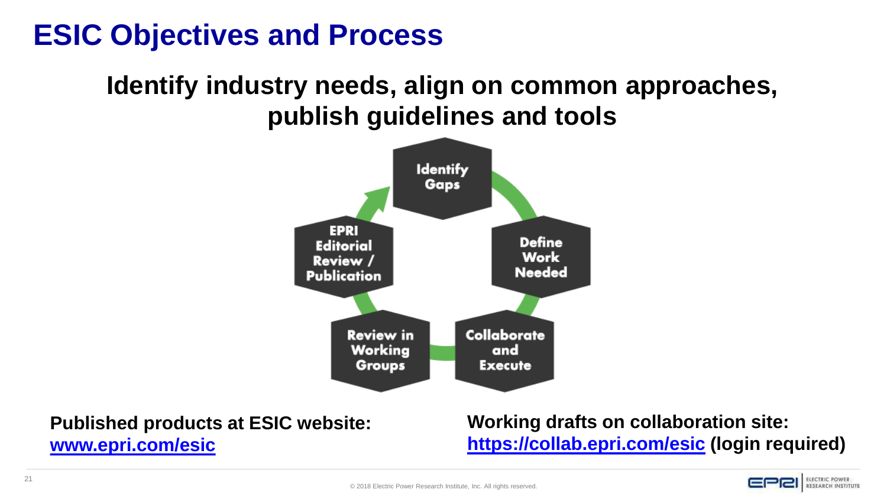# ESIC Objectives and Process

**Identify industry needs, align on common approaches, publish guidelines and tools**

- Identify Gaps
- Define Work Needed
- Collaborate and Execute
- Review in Working Groups
- EPRI Editorial Review / Publication

**Published products at ESIC website:** [www.epri.com/esic](www.epri.com/esic)

**Working drafts on collaboration site:** [https://collab.epri.com/esic](https://collab.epri.com/esic) **(login required)**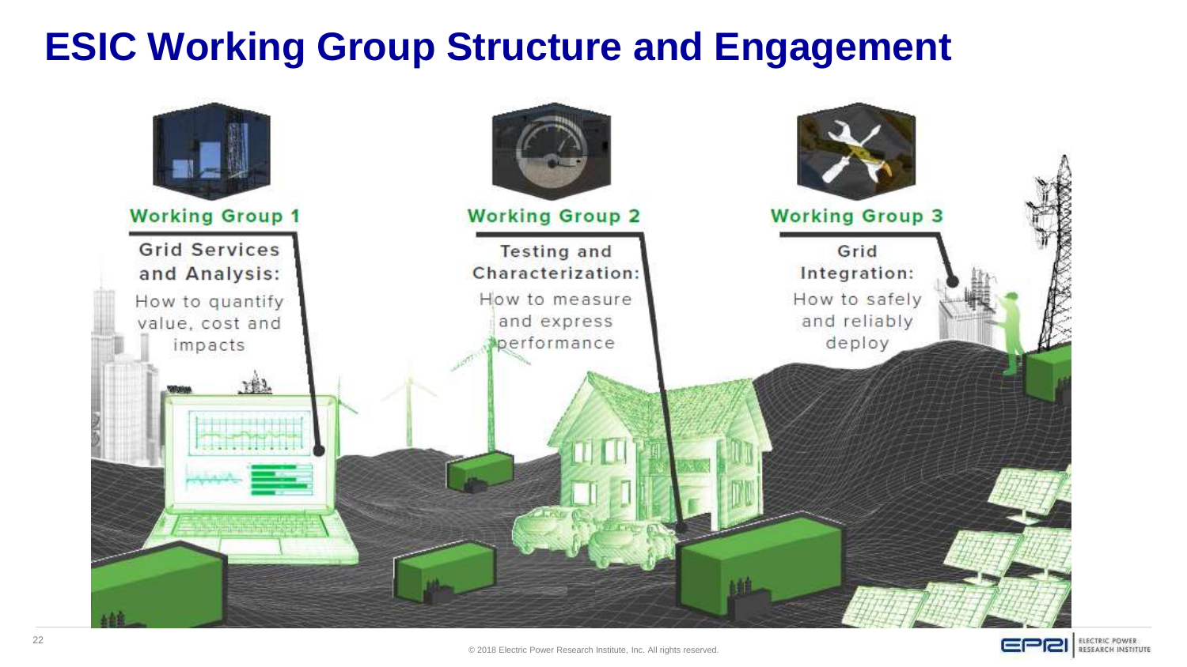# ESIC Working Group Structure and Engagement

**Working Group 1**

**Grid Services and Analysis:**

How to quantify value, cost and impacts

**Working Group 2**

**Testing and Characterization:**

How to measure and express performance

**Working Group 3**

**Grid Integration:**

How to safely and reliably deploy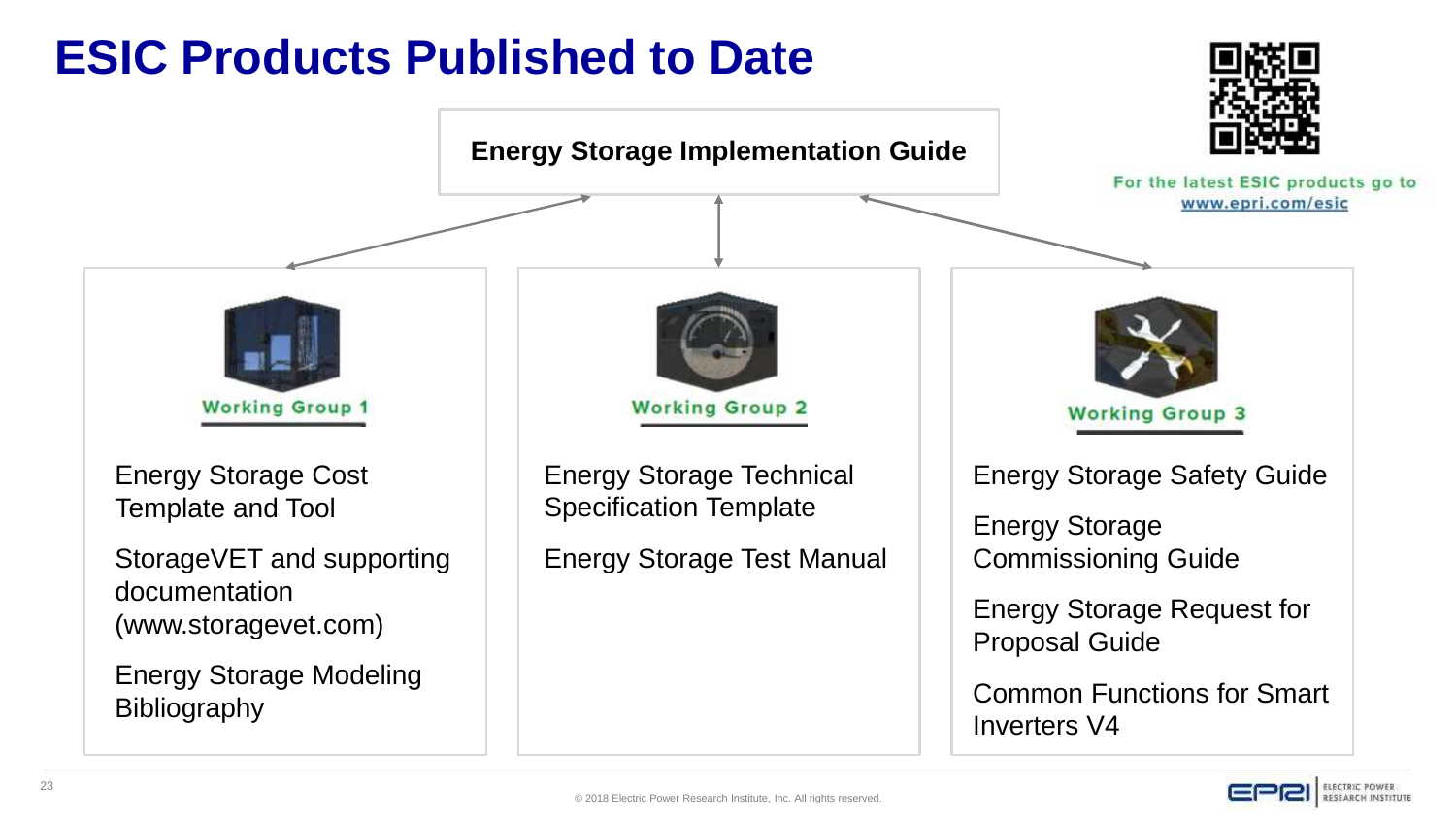# ESIC Products Published to Date

For the latest ESIC products go to www.epri.com/esic

**Energy Storage Implementation Guide**

### Working Group 1

- Energy Storage Cost Template and Tool
- StorageVET and supporting documentation (www.storagevet.com)
- Energy Storage Modeling Bibliography

### Working Group 2

- Energy Storage Technical Specification Template
- Energy Storage Test Manual

### Working Group 3

- Energy Storage Safety Guide
- Energy Storage Commissioning Guide
- Energy Storage Request for Proposal Guide
- Common Functions for Smart Inverters V4

© 2018 Electric Power Research Institute, Inc. All rights reserved.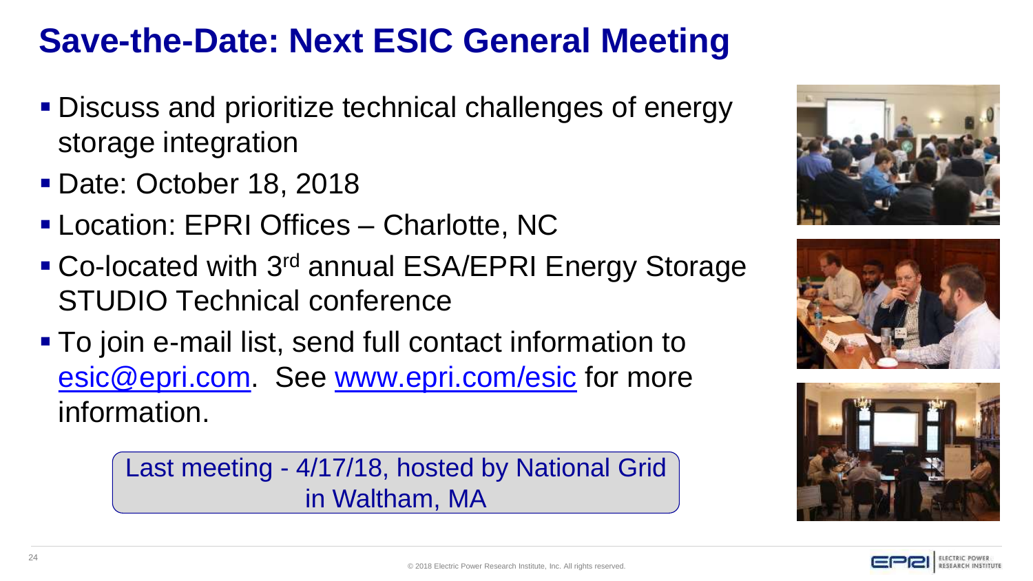# Save-the-Date: Next ESIC General Meeting

- Discuss and prioritize technical challenges of energy storage integration
- Date: October 18, 2018
- Location: EPRI Offices – Charlotte, NC
- Co-located with 3rd annual ESA/EPRI Energy Storage STUDIO Technical conference
- To join e-mail list, send full contact information to esic@epri.com. See www.epri.com/esic for more information.

Last meeting - 4/17/18, hosted by National Grid in Waltham, MA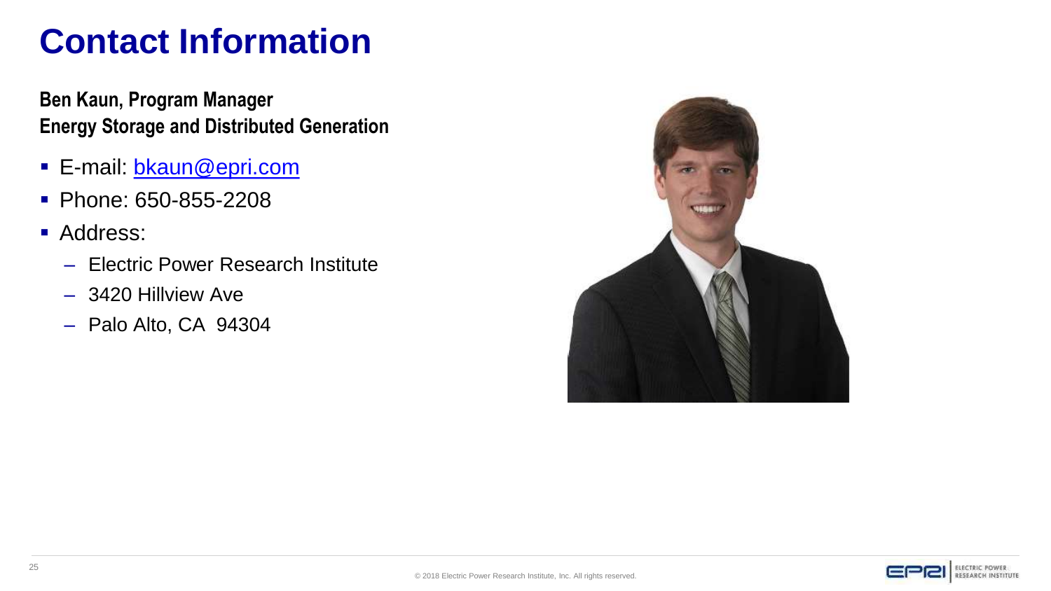# Contact Information

**Ben Kaun, Program Manager**
**Energy Storage and Distributed Generation**

- E-mail: [bkaun@epri.com](mailto:bkaun@epri.com)
- Phone: 650-855-2208
- Address:
  - Electric Power Research Institute
  - 3420 Hillview Ave
  - Palo Alto, CA 94304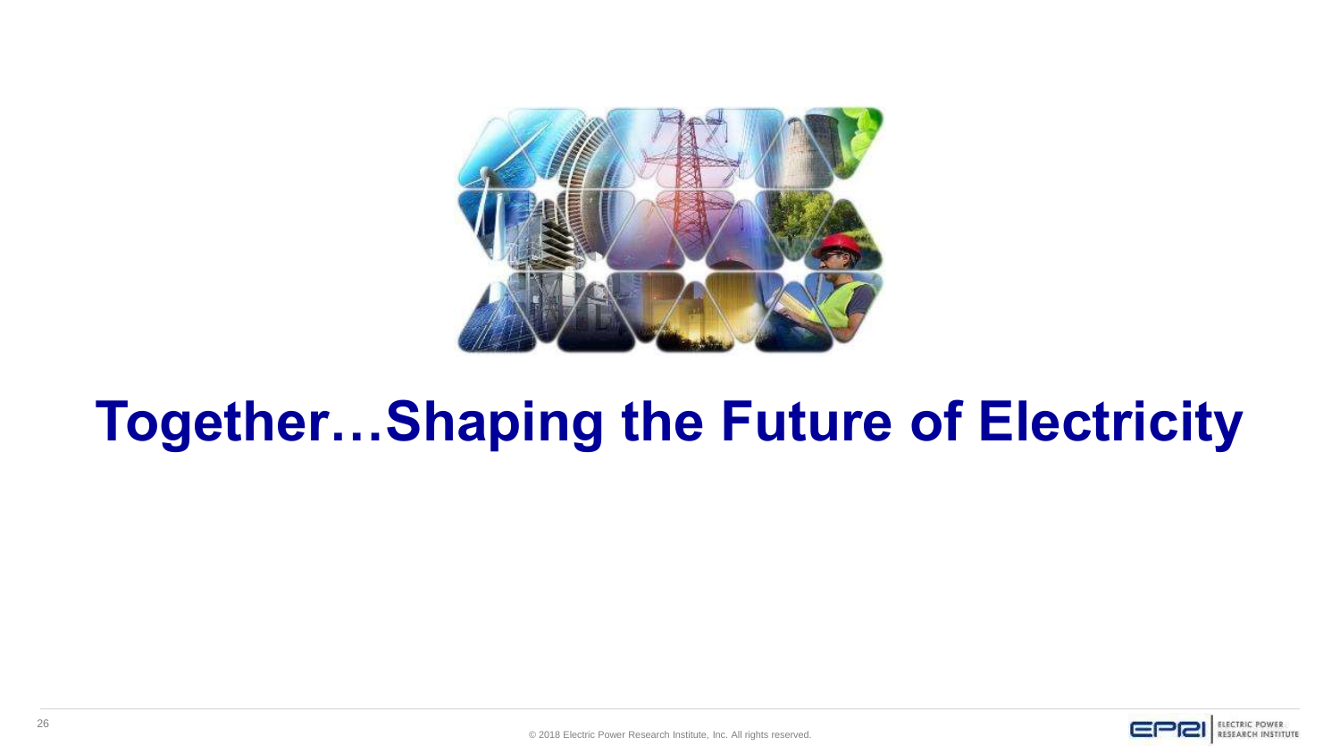# Together…Shaping the Future of Electricity

© 2018 Electric Power Research Institute, Inc. All rights reserved.